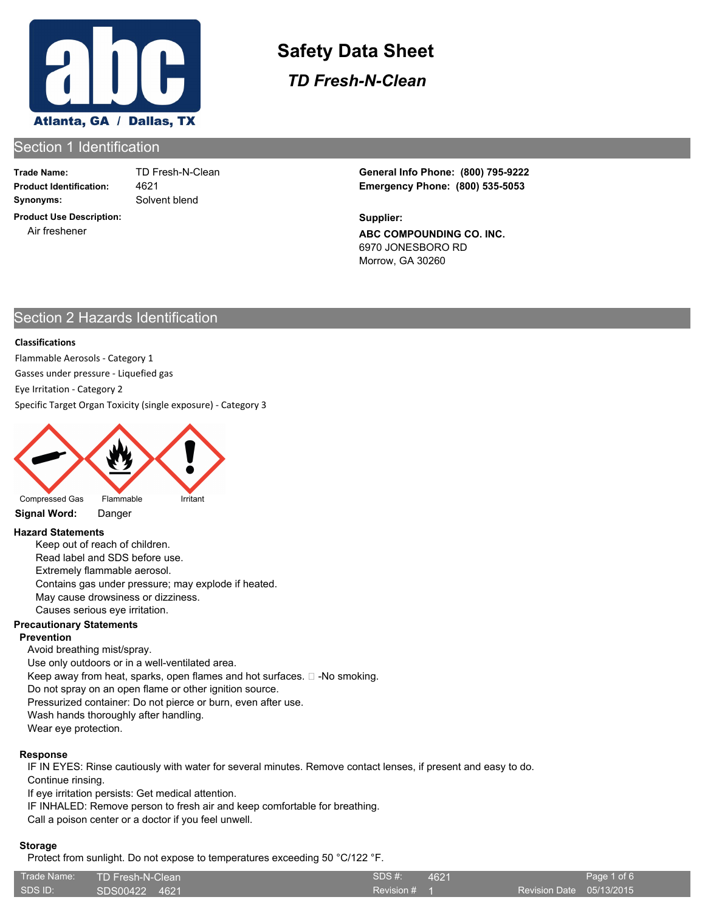# Safety Data Sheet

## *TD Fresh-N-Clean*

Atlanta, GA / Dallas, TX

## Section 1 Identification

**Trade Name:** TD Fresh-N-Clean
**Product Identification:** 4621
**Synonyms:** Solvent blend

**Product Use Description:**
Air freshener

**General Info Phone: (800) 795-9222**
**Emergency Phone: (800) 535-5053**

**Supplier:**
**ABC COMPOUNDING CO. INC.**
6970 JONESBORO RD
Morrow, GA 30260

## Section 2 Hazards Identification

**Classifications**

Flammable Aerosols - Category 1
Gasses under pressure - Liquefied gas
Eye Irritation - Category 2
Specific Target Organ Toxicity (single exposure) - Category 3

Compressed Gas | Flammable | Irritant

**Signal Word:** Danger

**Hazard Statements**

Keep out of reach of children.
Read label and SDS before use.
Extremely flammable aerosol.
Contains gas under pressure; may explode if heated.
May cause drowsiness or dizziness.
Causes serious eye irritation.

**Precautionary Statements**

**Prevention**

Avoid breathing mist/spray.
Use only outdoors or in a well-ventilated area.
Keep away from heat, sparks, open flames and hot surfaces.  -No smoking.
Do not spray on an open flame or other ignition source.
Pressurized container: Do not pierce or burn, even after use.
Wash hands thoroughly after handling.
Wear eye protection.

**Response**

IF IN EYES: Rinse cautiously with water for several minutes. Remove contact lenses, if present and easy to do. Continue rinsing.
If eye irritation persists: Get medical attention.
IF INHALED: Remove person to fresh air and keep comfortable for breathing.
Call a poison center or a doctor if you feel unwell.

**Storage**

Protect from sunlight. Do not expose to temperatures exceeding 50 °C/122 °F.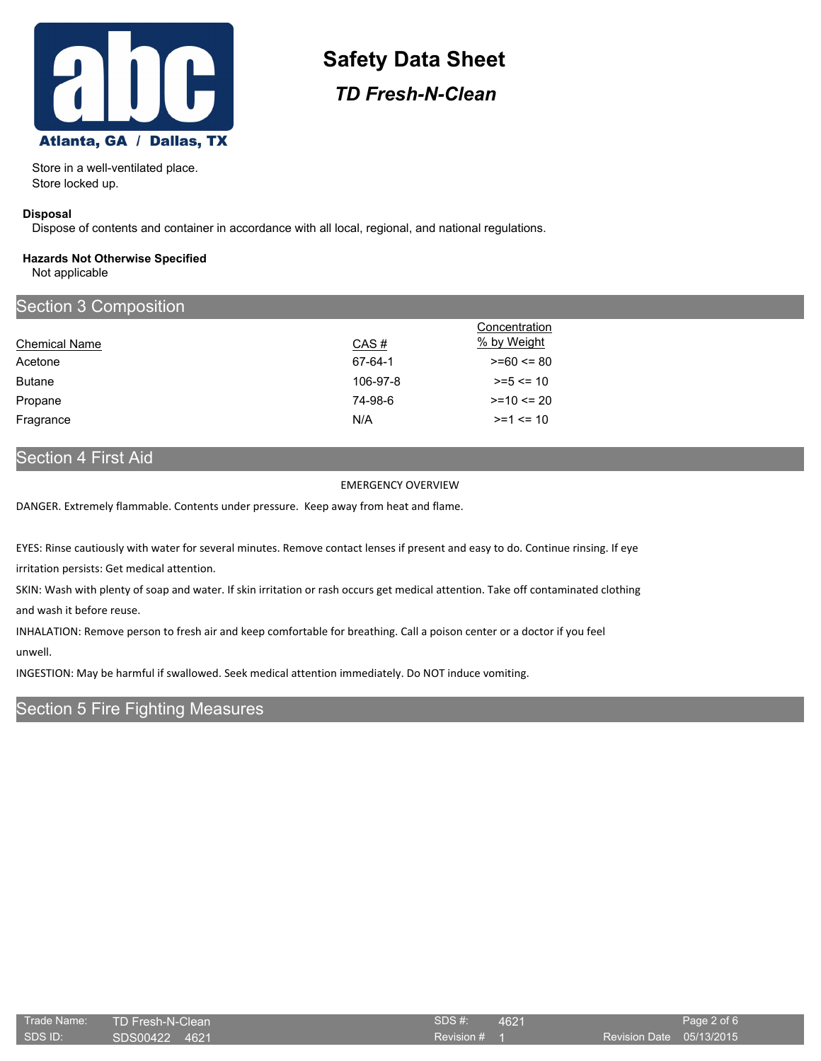Store in a well-ventilated place.
Store locked up.

**Disposal**

Dispose of contents and container in accordance with all local, regional, and national regulations.

**Hazards Not Otherwise Specified**

Not applicable

## Section 3 Composition

| Chemical Name | CAS # | Concentration % by Weight |
|---|---|---|
| Acetone | 67-64-1 | >=60 <= 80 |
| Butane | 106-97-8 | >=5 <= 10 |
| Propane | 74-98-6 | >=10 <= 20 |
| Fragrance | N/A | >=1 <= 10 |

## Section 4 First Aid

EMERGENCY OVERVIEW

DANGER. Extremely flammable. Contents under pressure. Keep away from heat and flame.

EYES: Rinse cautiously with water for several minutes. Remove contact lenses if present and easy to do. Continue rinsing. If eye irritation persists: Get medical attention.

SKIN: Wash with plenty of soap and water. If skin irritation or rash occurs get medical attention. Take off contaminated clothing and wash it before reuse.

INHALATION: Remove person to fresh air and keep comfortable for breathing. Call a poison center or a doctor if you feel unwell.

INGESTION: May be harmful if swallowed. Seek medical attention immediately. Do NOT induce vomiting.

## Section 5 Fire Fighting Measures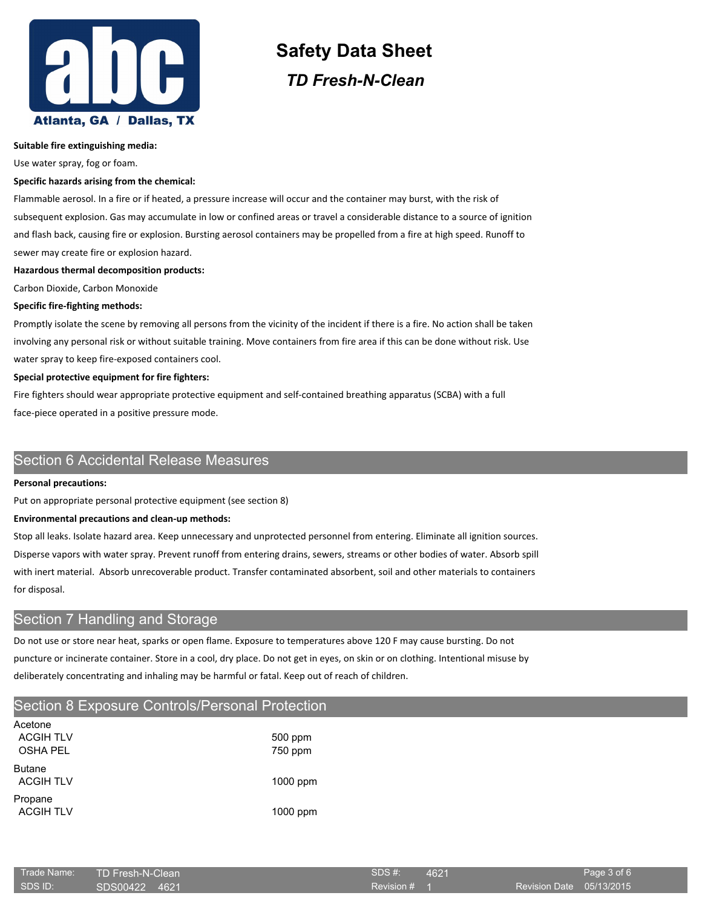**Suitable fire extinguishing media:**

Use water spray, fog or foam.

**Specific hazards arising from the chemical:**

Flammable aerosol. In a fire or if heated, a pressure increase will occur and the container may burst, with the risk of subsequent explosion. Gas may accumulate in low or confined areas or travel a considerable distance to a source of ignition and flash back, causing fire or explosion. Bursting aerosol containers may be propelled from a fire at high speed. Runoff to sewer may create fire or explosion hazard.

**Hazardous thermal decomposition products:**

Carbon Dioxide, Carbon Monoxide

**Specific fire-fighting methods:**

Promptly isolate the scene by removing all persons from the vicinity of the incident if there is a fire. No action shall be taken involving any personal risk or without suitable training. Move containers from fire area if this can be done without risk. Use water spray to keep fire-exposed containers cool.

**Special protective equipment for fire fighters:**

Fire fighters should wear appropriate protective equipment and self-contained breathing apparatus (SCBA) with a full face-piece operated in a positive pressure mode.

## Section 6 Accidental Release Measures

**Personal precautions:**

Put on appropriate personal protective equipment (see section 8)

**Environmental precautions and clean-up methods:**

Stop all leaks. Isolate hazard area. Keep unnecessary and unprotected personnel from entering. Eliminate all ignition sources. Disperse vapors with water spray. Prevent runoff from entering drains, sewers, streams or other bodies of water. Absorb spill with inert material. Absorb unrecoverable product. Transfer contaminated absorbent, soil and other materials to containers for disposal.

## Section 7 Handling and Storage

Do not use or store near heat, sparks or open flame. Exposure to temperatures above 120 F may cause bursting. Do not puncture or incinerate container. Store in a cool, dry place. Do not get in eyes, on skin or on clothing. Intentional misuse by deliberately concentrating and inhaling may be harmful or fatal. Keep out of reach of children.

## Section 8 Exposure Controls/Personal Protection

| Component | Limit |
|---|---|
| **Acetone** | |
| ACGIH TLV | 500 ppm |
| OSHA PEL | 750 ppm |
| **Butane** | |
| ACGIH TLV | 1000 ppm |
| **Propane** | |
| ACGIH TLV | 1000 ppm |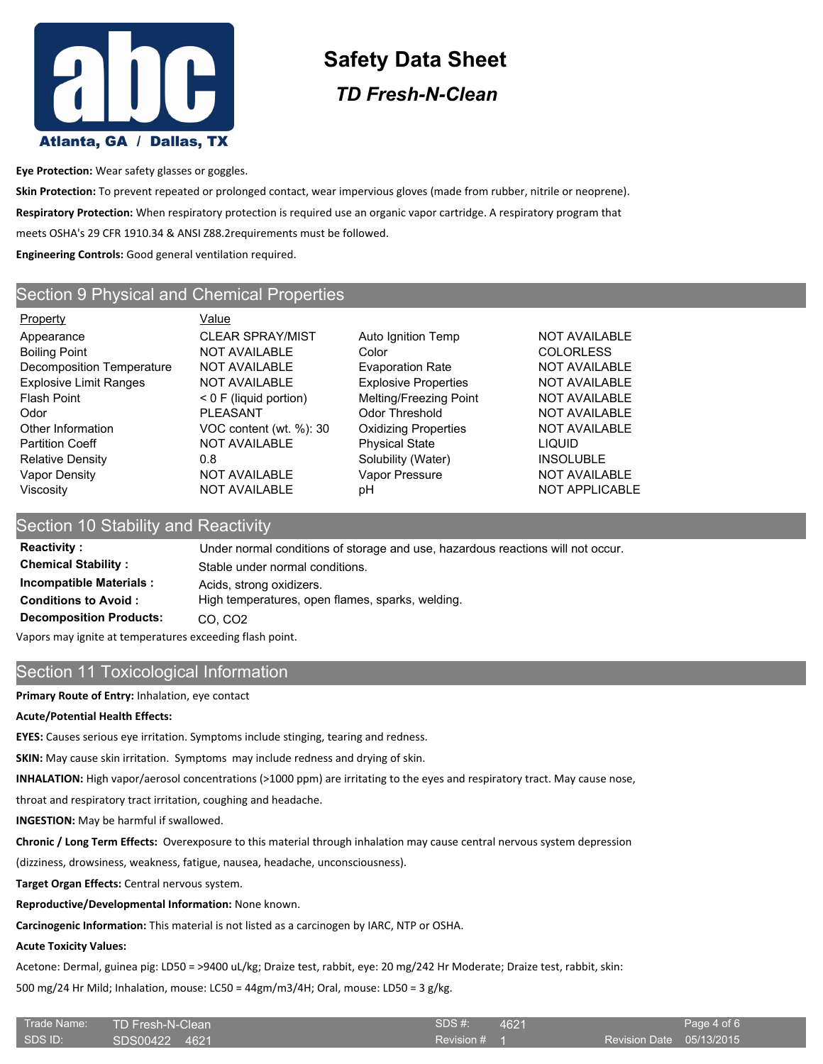**Eye Protection:** Wear safety glasses or goggles.

**Skin Protection:** To prevent repeated or prolonged contact, wear impervious gloves (made from rubber, nitrile or neoprene).

**Respiratory Protection:** When respiratory protection is required use an organic vapor cartridge. A respiratory program that meets OSHA's 29 CFR 1910.34 & ANSI Z88.2requirements must be followed.

**Engineering Controls:** Good general ventilation required.

## Section 9 Physical and Chemical Properties

| Property | Value | Property | Value |
|---|---|---|---|
| Appearance | CLEAR SPRAY/MIST | Auto Ignition Temp | NOT AVAILABLE |
| Boiling Point | NOT AVAILABLE | Color | COLORLESS |
| Decomposition Temperature | NOT AVAILABLE | Evaporation Rate | NOT AVAILABLE |
| Explosive Limit Ranges | NOT AVAILABLE | Explosive Properties | NOT AVAILABLE |
| Flash Point | < 0 F (liquid portion) | Melting/Freezing Point | NOT AVAILABLE |
| Odor | PLEASANT | Odor Threshold | NOT AVAILABLE |
| Other Information | VOC content (wt. %): 30 | Oxidizing Properties | NOT AVAILABLE |
| Partition Coeff | NOT AVAILABLE | Physical State | LIQUID |
| Relative Density | 0.8 | Solubility (Water) | INSOLUBLE |
| Vapor Density | NOT AVAILABLE | Vapor Pressure | NOT AVAILABLE |
| Viscosity | NOT AVAILABLE | pH | NOT APPLICABLE |

## Section 10 Stability and Reactivity

**Reactivity :** Under normal conditions of storage and use, hazardous reactions will not occur.

**Chemical Stability :** Stable under normal conditions.

**Incompatible Materials :** Acids, strong oxidizers.

**Conditions to Avoid :** High temperatures, open flames, sparks, welding.

**Decomposition Products:** CO, $CO_2$

Vapors may ignite at temperatures exceeding flash point.

## Section 11 Toxicological Information

**Primary Route of Entry:** Inhalation, eye contact

**Acute/Potential Health Effects:**

**EYES:** Causes serious eye irritation. Symptoms include stinging, tearing and redness.

**SKIN:** May cause skin irritation. Symptoms may include redness and drying of skin.

**INHALATION:** High vapor/aerosol concentrations (>1000 ppm) are irritating to the eyes and respiratory tract. May cause nose, throat and respiratory tract irritation, coughing and headache.

**INGESTION:** May be harmful if swallowed.

**Chronic / Long Term Effects:** Overexposure to this material through inhalation may cause central nervous system depression (dizziness, drowsiness, weakness, fatigue, nausea, headache, unconsciousness).

**Target Organ Effects:** Central nervous system.

**Reproductive/Developmental Information:** None known.

**Carcinogenic Information:** This material is not listed as a carcinogen by IARC, NTP or OSHA.

**Acute Toxicity Values:**

Acetone: Dermal, guinea pig: LD50 = >9400 uL/kg; Draize test, rabbit, eye: 20 mg/242 Hr Moderate; Draize test, rabbit, skin: 500 mg/24 Hr Mild; Inhalation, mouse: LC50 = 44gm/m3/4H; Oral, mouse: LD50 = 3 g/kg.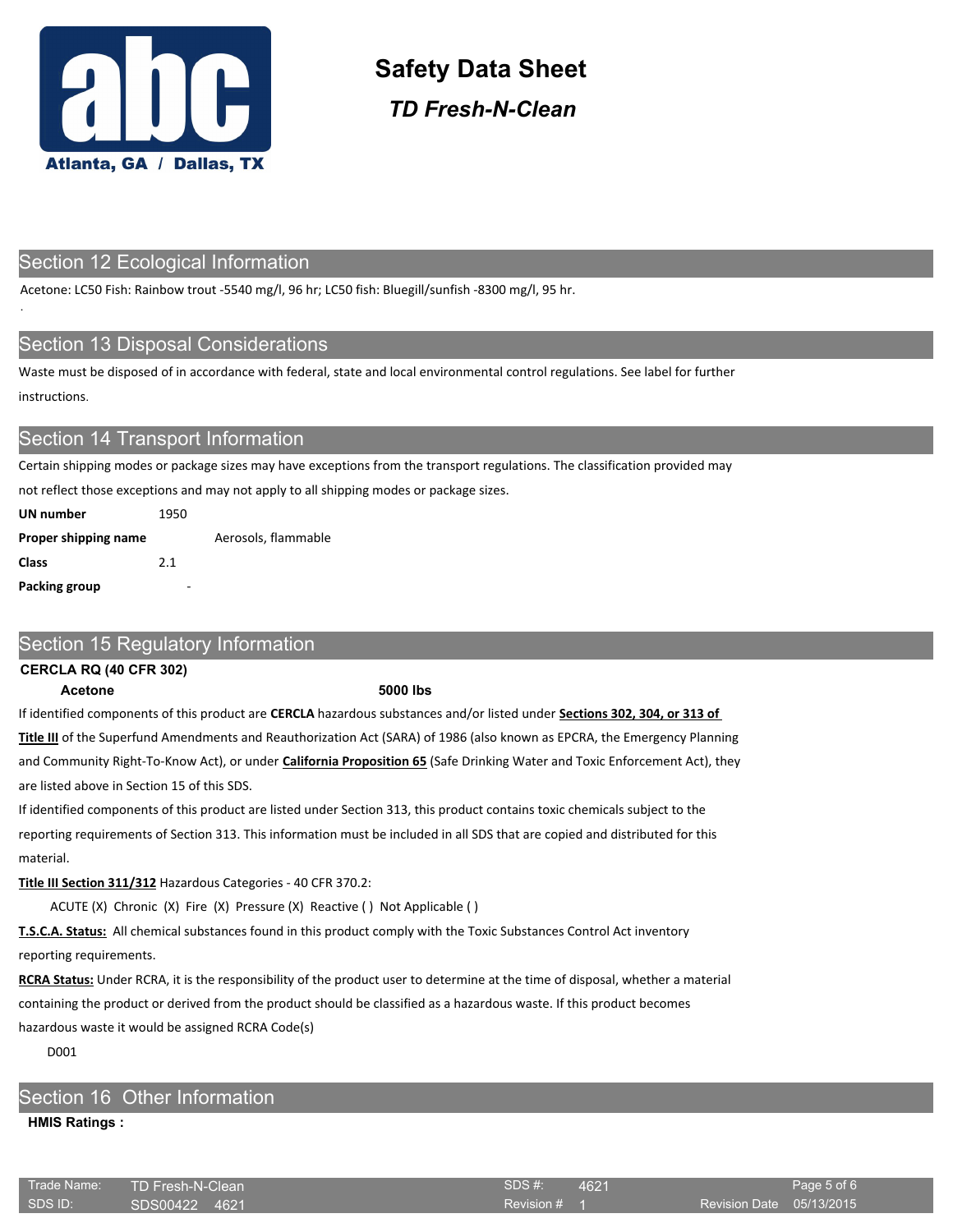# Safety Data Sheet

## *TD Fresh-N-Clean*

## Section 12 Ecological Information

Acetone: LC50 Fish: Rainbow trout -5540 mg/l, 96 hr; LC50 fish: Bluegill/sunfish -8300 mg/l, 95 hr.

## Section 13 Disposal Considerations

Waste must be disposed of in accordance with federal, state and local environmental control regulations. See label for further instructions.

## Section 14 Transport Information

Certain shipping modes or package sizes may have exceptions from the transport regulations. The classification provided may not reflect those exceptions and may not apply to all shipping modes or package sizes.

**UN number** 1950

**Proper shipping name** Aerosols, flammable

**Class** 2.1

**Packing group** -

## Section 15 Regulatory Information

**CERCLA RQ (40 CFR 302)**

**Acetone** **5000 lbs**

If identified components of this product are **CERCLA** hazardous substances and/or listed under **Sections 302, 304, or 313 of Title III** of the Superfund Amendments and Reauthorization Act (SARA) of 1986 (also known as EPCRA, the Emergency Planning and Community Right-To-Know Act), or under **California Proposition 65** (Safe Drinking Water and Toxic Enforcement Act), they are listed above in Section 15 of this SDS.

If identified components of this product are listed under Section 313, this product contains toxic chemicals subject to the reporting requirements of Section 313. This information must be included in all SDS that are copied and distributed for this material.

**Title III Section 311/312** Hazardous Categories - 40 CFR 370.2:

ACUTE (X) Chronic (X) Fire (X) Pressure (X) Reactive ( ) Not Applicable ( )

**T.S.C.A. Status:** All chemical substances found in this product comply with the Toxic Substances Control Act inventory reporting requirements.

**RCRA Status:** Under RCRA, it is the responsibility of the product user to determine at the time of disposal, whether a material containing the product or derived from the product should be classified as a hazardous waste. If this product becomes hazardous waste it would be assigned RCRA Code(s)

D001

## Section 16 Other Information

**HMIS Ratings :**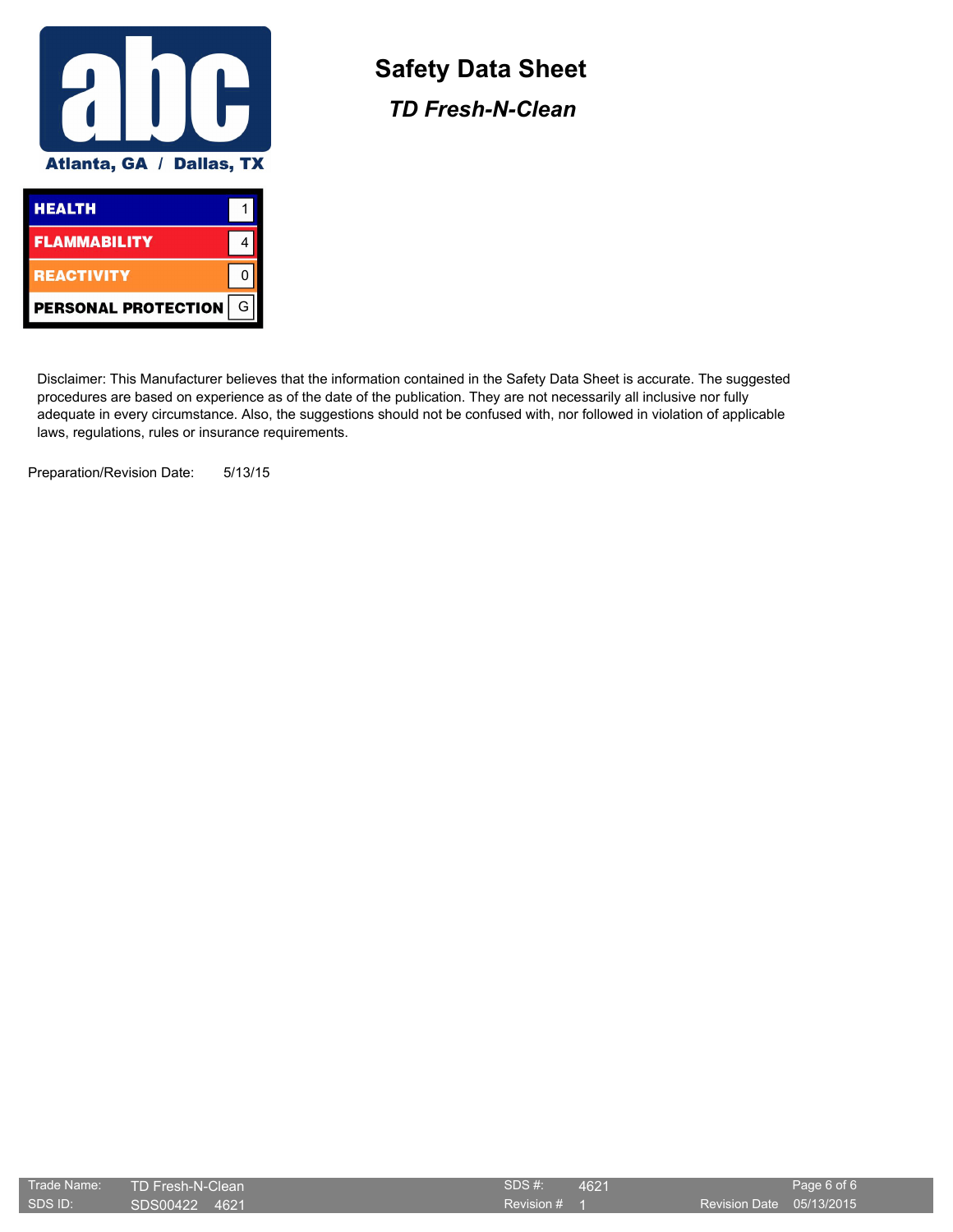abc

Atlanta, GA / Dallas, TX

# Safety Data Sheet

## *TD Fresh-N-Clean*

| | |
|---|---|
| **HEALTH** | 1 |
| **FLAMMABILITY** | 4 |
| **REACTIVITY** | 0 |
| **PERSONAL PROTECTION** | G |

Disclaimer: This Manufacturer believes that the information contained in the Safety Data Sheet is accurate. The suggested procedures are based on experience as of the date of the publication. They are not necessarily all inclusive nor fully adequate in every circumstance. Also, the suggestions should not be confused with, nor followed in violation of applicable laws, regulations, rules or insurance requirements.

Preparation/Revision Date: 5/13/15